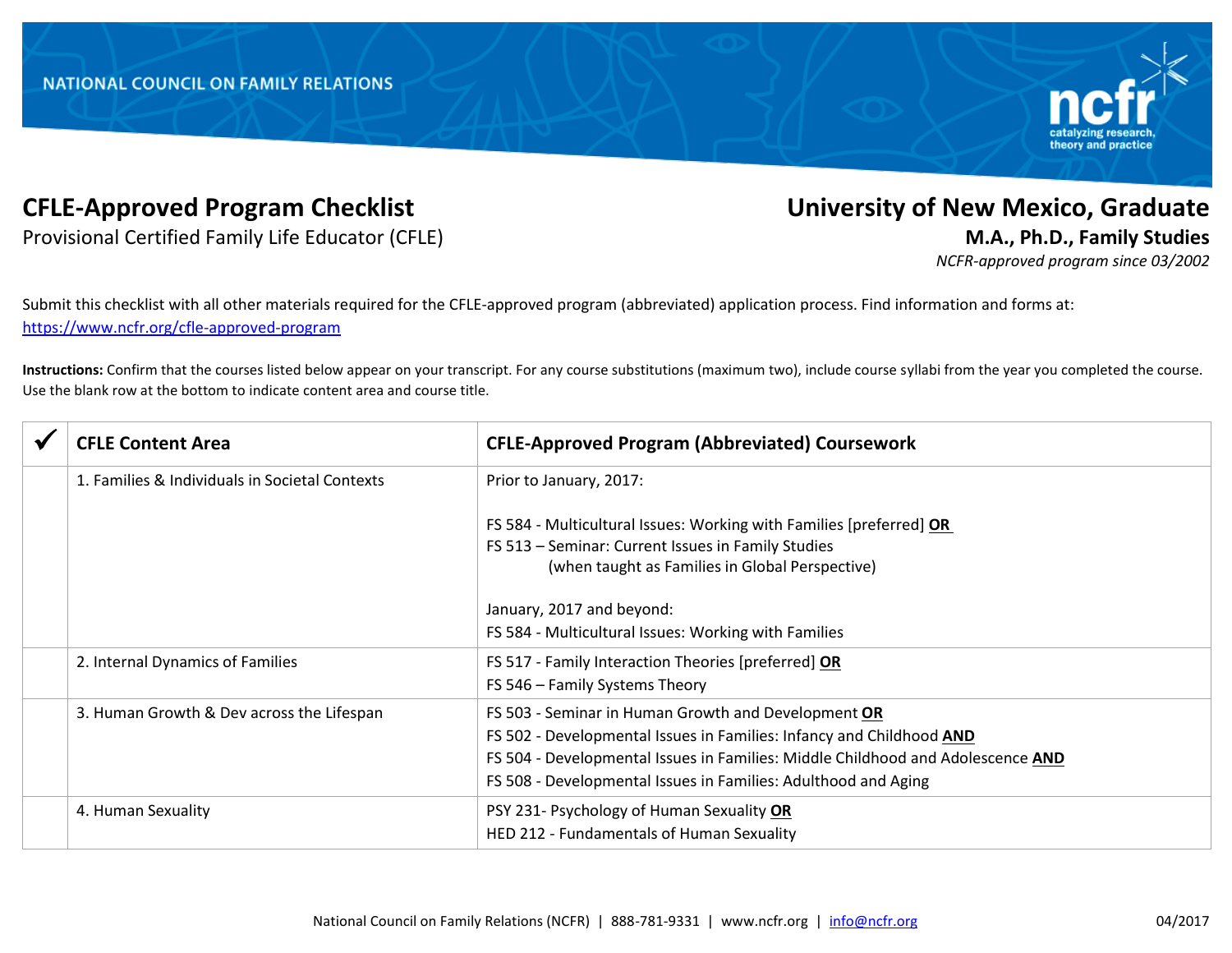NATIONAL COUNCIL ON FAMILY RELATIONS

# CFLE-Approved Program Checklist

Provisional Certified Family Life Educator (CFLE)

## University of New Mexico, Graduate

**M.A., Ph.D., Family Studies**

*NCFR-approved program since 03/2002*

Submit this checklist with all other materials required for the CFLE-approved program (abbreviated) application process. Find information and forms at: https://www.ncfr.org/cfle-approved-program

**Instructions:** Confirm that the courses listed below appear on your transcript. For any course substitutions (maximum two), include course syllabi from the year you completed the course. Use the blank row at the bottom to indicate content area and course title.

| ✔ | CFLE Content Area | CFLE-Approved Program (Abbreviated) Coursework |
|---|---|---|
| | 1. Families & Individuals in Societal Contexts | Prior to January, 2017:<br><br>FS 584 - Multicultural Issues: Working with Families [preferred] **OR**<br>FS 513 – Seminar: Current Issues in Family Studies (when taught as Families in Global Perspective)<br><br>January, 2017 and beyond:<br>FS 584 - Multicultural Issues: Working with Families |
| | 2. Internal Dynamics of Families | FS 517 - Family Interaction Theories [preferred] **OR**<br>FS 546 – Family Systems Theory |
| | 3. Human Growth & Dev across the Lifespan | FS 503 - Seminar in Human Growth and Development **OR**<br>FS 502 - Developmental Issues in Families: Infancy and Childhood **AND**<br>FS 504 - Developmental Issues in Families: Middle Childhood and Adolescence **AND**<br>FS 508 - Developmental Issues in Families: Adulthood and Aging |
| | 4. Human Sexuality | PSY 231- Psychology of Human Sexuality **OR**<br>HED 212 - Fundamentals of Human Sexuality |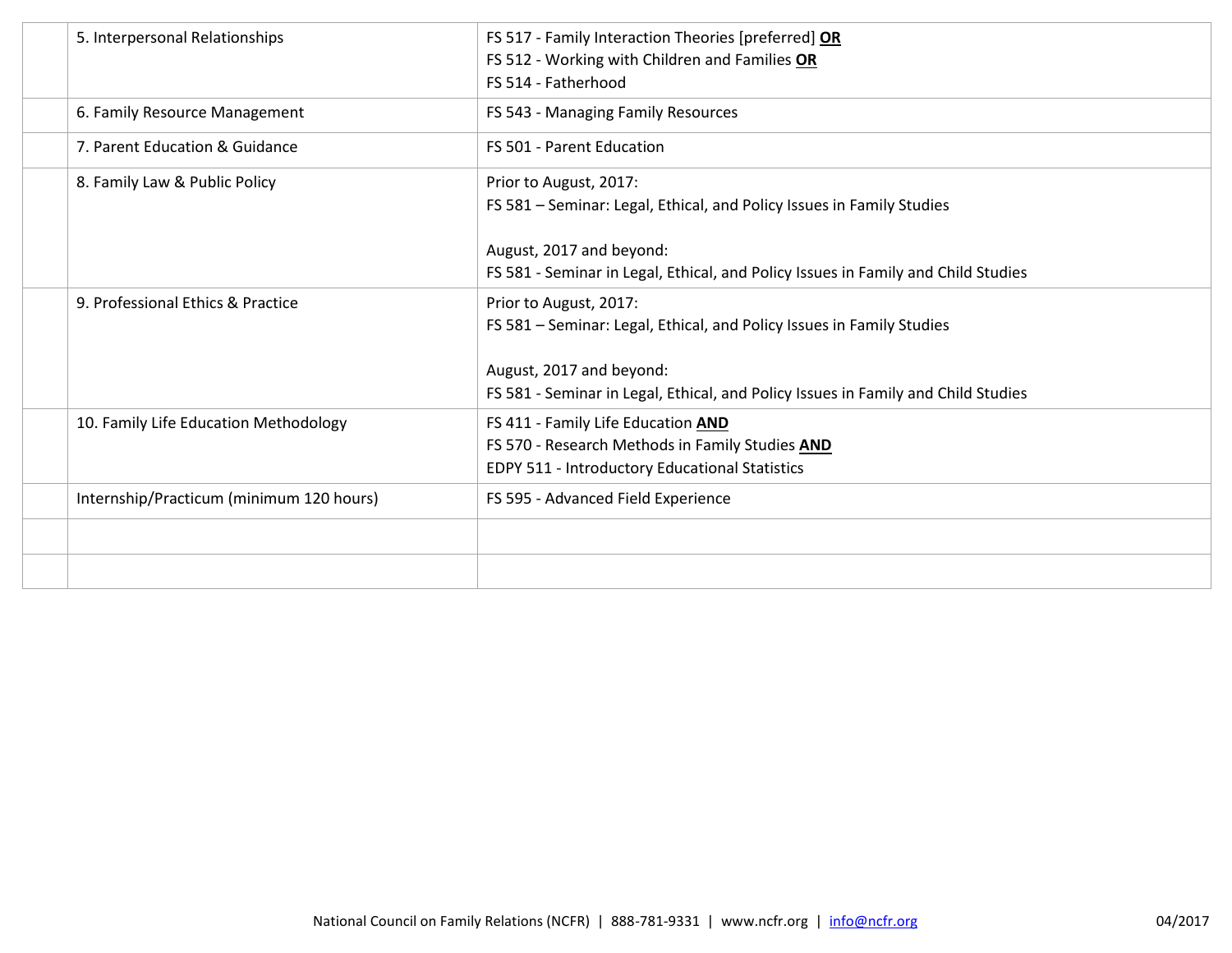| | | |
|---|---|---|
| | 5. Interpersonal Relationships | FS 517 - Family Interaction Theories [preferred] **OR**<br>FS 512 - Working with Children and Families **OR**<br>FS 514 - Fatherhood |
| | 6. Family Resource Management | FS 543 - Managing Family Resources |
| | 7. Parent Education & Guidance | FS 501 - Parent Education |
| | 8. Family Law & Public Policy | Prior to August, 2017:<br>FS 581 – Seminar: Legal, Ethical, and Policy Issues in Family Studies<br><br>August, 2017 and beyond:<br>FS 581 - Seminar in Legal, Ethical, and Policy Issues in Family and Child Studies |
| | 9. Professional Ethics & Practice | Prior to August, 2017:<br>FS 581 – Seminar: Legal, Ethical, and Policy Issues in Family Studies<br><br>August, 2017 and beyond:<br>FS 581 - Seminar in Legal, Ethical, and Policy Issues in Family and Child Studies |
| | 10. Family Life Education Methodology | FS 411 - Family Life Education **AND**<br>FS 570 - Research Methods in Family Studies **AND**<br>EDPY 511 - Introductory Educational Statistics |
| | Internship/Practicum (minimum 120 hours) | FS 595 - Advanced Field Experience |
| | | |
| | | |